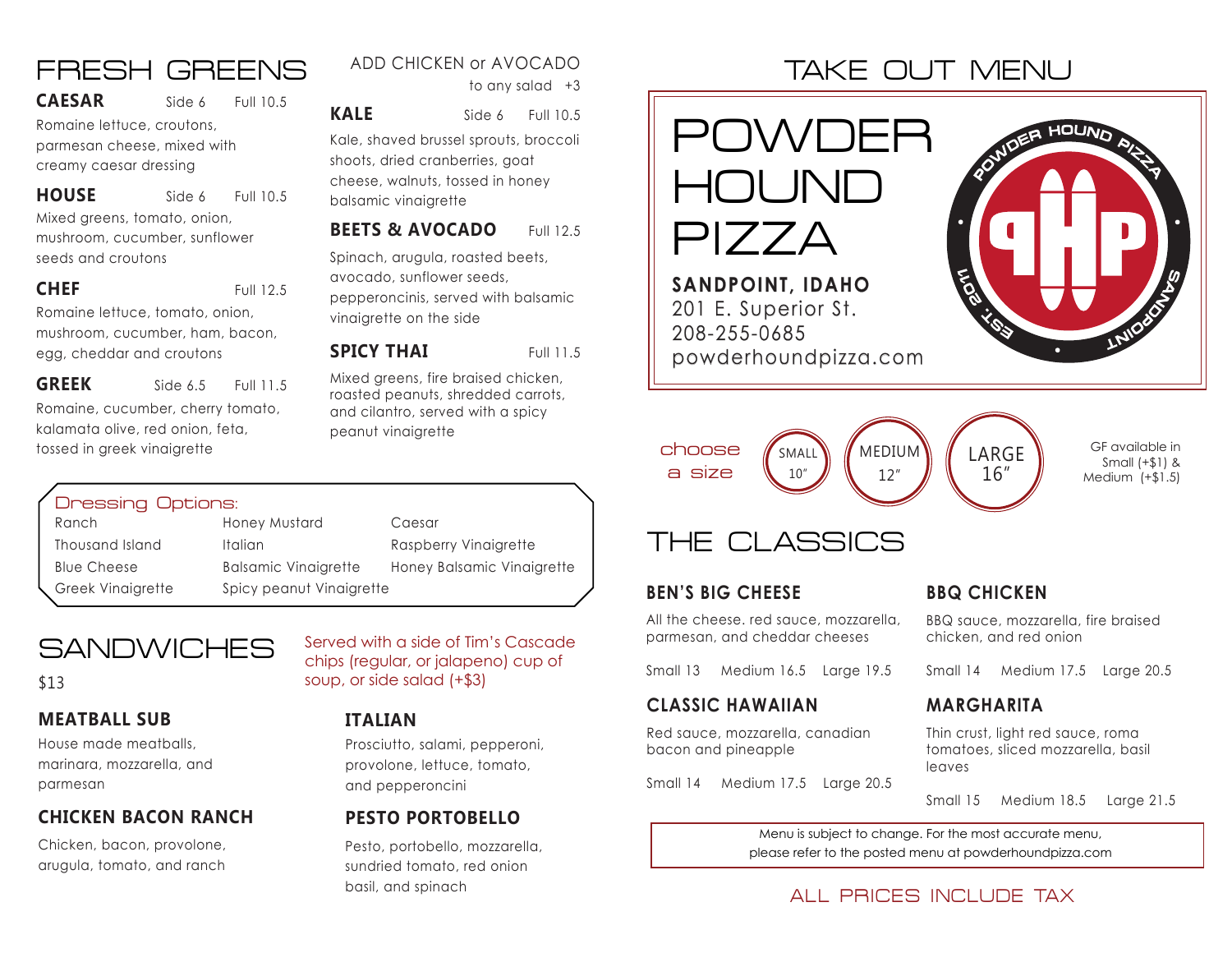# FRESH GREENS

**ADD CHICKEN or AVOCADO** to any salad +3

### CAESAR
Side 6 Full 10.5

Romaine lettuce, croutons, parmesan cheese, mixed with creamy caesar dressing

### HOUSE
Side 6 Full 10.5

Mixed greens, tomato, onion, mushroom, cucumber, sunflower seeds and croutons

### CHEF
Full 12.5

Romaine lettuce, tomato, onion, mushroom, cucumber, ham, bacon, egg, cheddar and croutons

### GREEK
Side 6.5 Full 11.5

Romaine, cucumber, cherry tomato, kalamata olive, red onion, feta, tossed in greek vinaigrette

### KALE
Side 6 Full 10.5

Kale, shaved brussel sprouts, broccoli shoots, dried cranberries, goat cheese, walnuts, tossed in honey balsamic vinaigrette

### BEETS & AVOCADO
Full 12.5

Spinach, arugula, roasted beets, avocado, sunflower seeds, pepperoncinis, served with balsamic vinaigrette on the side

### SPICY THAI
Full 11.5

Mixed greens, fire braised chicken, roasted peanuts, shredded carrots, and cilantro, served with a spicy peanut vinaigrette

## Dressing Options:

| | | |
|---|---|---|
| Ranch | Honey Mustard | Caesar |
| Thousand Island | Italian | Raspberry Vinaigrette |
| Blue Cheese | Balsamic Vinaigrette | Honey Balsamic Vinaigrette |
| Greek Vinaigrette | Spicy peanut Vinaigrette | |

# SANDWICHES

$13

Served with a side of Tim's Cascade chips (regular, or jalapeno) cup of soup, or side salad (+$3)

### MEATBALL SUB
House made meatballs, marinara, mozzarella, and parmesan

### CHICKEN BACON RANCH
Chicken, bacon, provolone, arugula, tomato, and ranch

### ITALIAN
Prosciutto, salami, pepperoni, provolone, lettuce, tomato, and pepperoncini

### PESTO PORTOBELLO
Pesto, portobello, mozzarella, sundried tomato, red onion basil, and spinach

# TAKE OUT MENU

# POWDER HOUND PIZZA

**SANDPOINT, IDAHO**
201 E. Superior St.
208-255-0685
powderhoundpizza.com

POWDER HOUND PIZZA · PHP · EST. 2011 · SANDPOINT

choose a size

- SMALL 10″
- MEDIUM 12″
- LARGE 16″

GF available in Small (+$1) & Medium (+$1.5)

# THE CLASSICS

### BEN'S BIG CHEESE
All the cheese. red sauce, mozzarella, parmesan, and cheddar cheeses

Small 13 Medium 16.5 Large 19.5

### BBQ CHICKEN
BBQ sauce, mozzarella, fire braised chicken, and red onion

Small 14 Medium 17.5 Large 20.5

### CLASSIC HAWAIIAN
Red sauce, mozzarella, canadian bacon and pineapple

Small 14 Medium 17.5 Large 20.5

### MARGHARITA
Thin crust, light red sauce, roma tomatoes, sliced mozzarella, basil leaves

Small 15 Medium 18.5 Large 21.5

Menu is subject to change. For the most accurate menu, please refer to the posted menu at powderhoundpizza.com

ALL PRICES INCLUDE TAX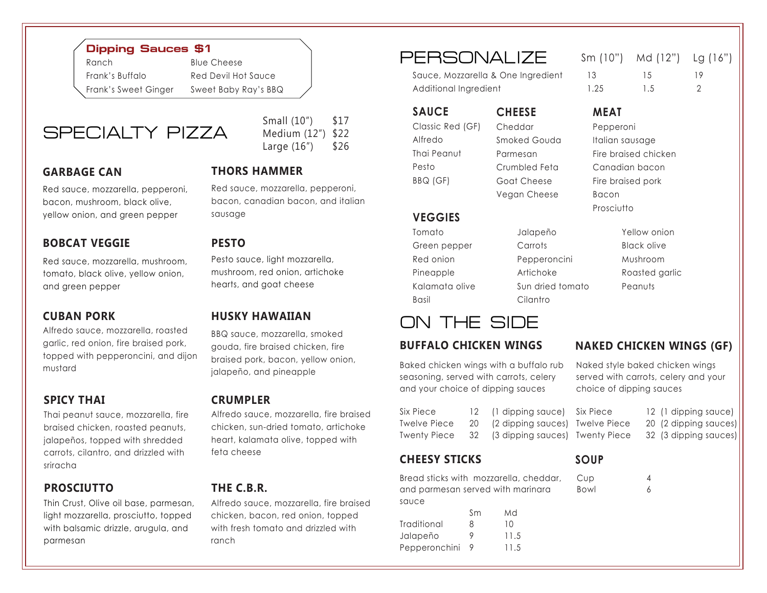## Dipping Sauces $1

| | |
|---|---|
| Ranch | Blue Cheese |
| Frank's Buffalo | Red Devil Hot Sauce |
| Frank's Sweet Ginger | Sweet Baby Ray's BBQ |

# SPECIALTY PIZZA

| | |
|---|---|
| Small (10") | $17 |
| Medium (12") | $22 |
| Large (16") | $26 |

### GARBAGE CAN

Red sauce, mozzarella, pepperoni, bacon, mushroom, black olive, yellow onion, and green pepper

### BOBCAT VEGGIE

Red sauce, mozzarella, mushroom, tomato, black olive, yellow onion, and green pepper

### CUBAN PORK

Alfredo sauce, mozzarella, roasted garlic, red onion, fire braised pork, topped with pepperoncini, and dijon mustard

### SPICY THAI

Thai peanut sauce, mozzarella, fire braised chicken, roasted peanuts, jalapeños, topped with shredded carrots, cilantro, and drizzled with sriracha

### PROSCIUTTO

Thin Crust, Olive oil base, parmesan, light mozzarella, prosciutto, topped with balsamic drizzle, arugula, and parmesan

### THORS HAMMER

Red sauce, mozzarella, pepperoni, bacon, canadian bacon, and italian sausage

### PESTO

Pesto sauce, light mozzarella, mushroom, red onion, artichoke hearts, and goat cheese

### HUSKY HAWAIIAN

BBQ sauce, mozzarella, smoked gouda, fire braised chicken, fire braised pork, bacon, yellow onion, jalapeño, and pineapple

### CRUMPLER

Alfredo sauce, mozzarella, fire braised chicken, sun-dried tomato, artichoke heart, kalamata olive, topped with feta cheese

### THE C.B.R.

Alfredo sauce, mozzarella, fire braised chicken, bacon, red onion, topped with fresh tomato and drizzled with ranch

# PERSONALIZE

| | Sm (10") | Md (12") | Lg (16") |
|---|---|---|---|
| Sauce, Mozzarella & One Ingredient | 13 | 15 | 19 |
| Additional Ingredient | 1.25 | 1.5 | 2 |

### SAUCE

Classic Red (GF)
Alfredo
Thai Peanut
Pesto
BBQ (GF)

### CHEESE

Cheddar
Smoked Gouda
Parmesan
Crumbled Feta
Goat Cheese
Vegan Cheese

### MEAT

Pepperoni
Italian sausage
Fire braised chicken
Canadian bacon
Fire braised pork
Bacon
Prosciutto

### VEGGIES

| | | |
|---|---|---|
| Tomato | Jalapeño | Yellow onion |
| Green pepper | Carrots | Black olive |
| Red onion | Pepperoncini | Mushroom |
| Pineapple | Artichoke | Roasted garlic |
| Kalamata olive | Sun dried tomato | Peanuts |
| Basil | Cilantro | |

# ON THE SIDE

### BUFFALO CHICKEN WINGS

Baked chicken wings with a buffalo rub seasoning, served with carrots, celery and your choice of dipping sauces

| | | |
|---|---|---|
| Six Piece | 12 | (1 dipping sauce) |
| Twelve Piece | 20 | (2 dipping sauces) |
| Twenty Piece | 32 | (3 dipping sauces) |

### NAKED CHICKEN WINGS (GF)

Naked style baked chicken wings served with carrots, celery and your choice of dipping sauces

| | | |
|---|---|---|
| Six Piece | 12 | (1 dipping sauce) |
| Twelve Piece | 20 | (2 dipping sauces) |
| Twenty Piece | 32 | (3 dipping sauces) |

### CHEESY STICKS

Bread sticks with mozzarella, cheddar, and parmesan served with marinara sauce

| | Sm | Md |
|---|---|---|
| Traditional | 8 | 10 |
| Jalapeño | 9 | 11.5 |
| Pepperonchini | 9 | 11.5 |

### SOUP

| | |
|---|---|
| Cup | 4 |
| Bowl | 6 |